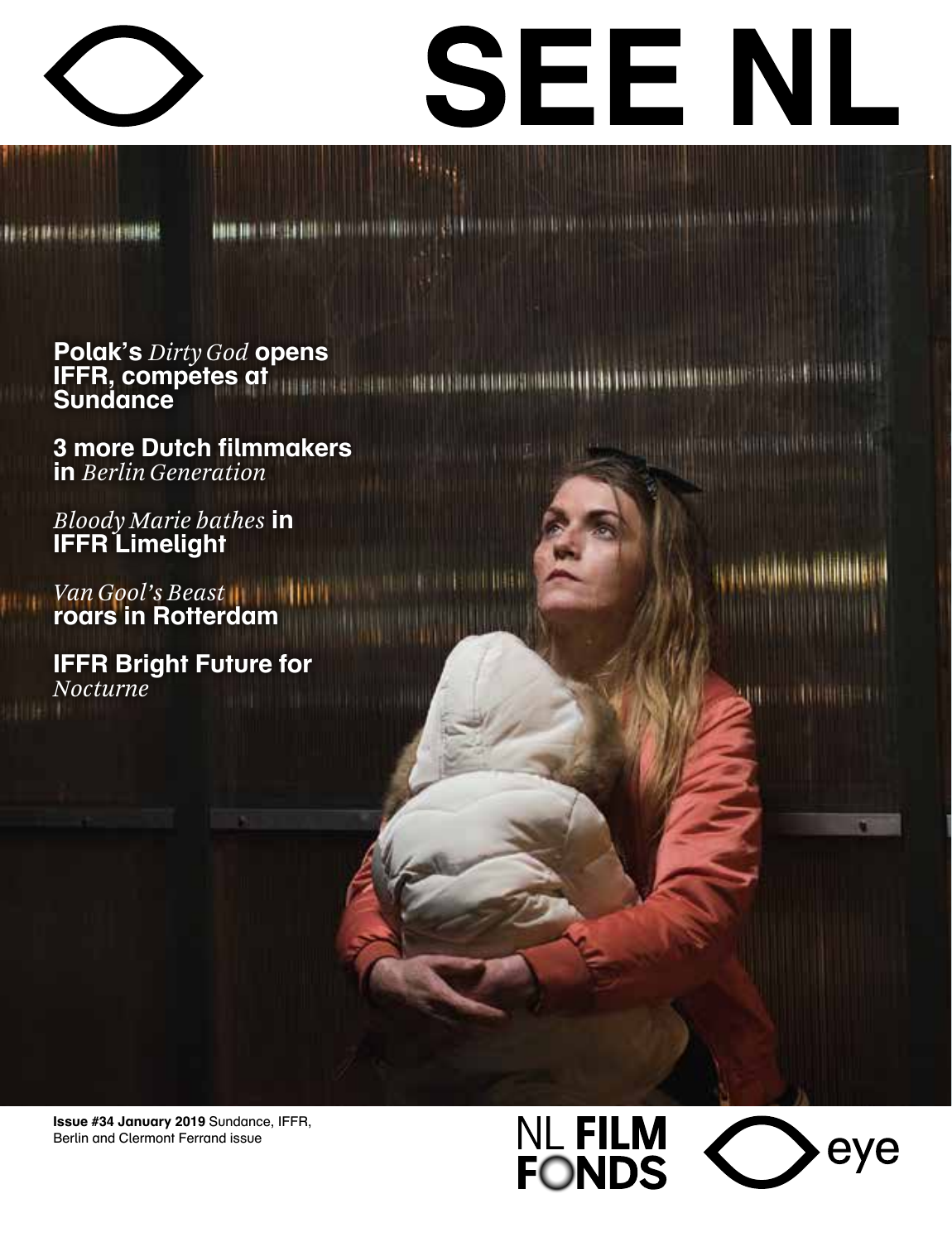# SEE NL

**Polak's** *Dirty God* **opens IFFR, competes at Sundance**

**3 more Dutch filmmakers in** *Berlin Generation*

*Bloody Marie bathes* **in IFFR Limelight**

*Van Gool's Beast* **roars in Rotterdam**

**IFFR Bright Future for** *Nocturne*

**Issue #34 January 2019** Sundance, IFFR, Berlin and Clermont Ferrand issue

NL **FILM FONDS**

eye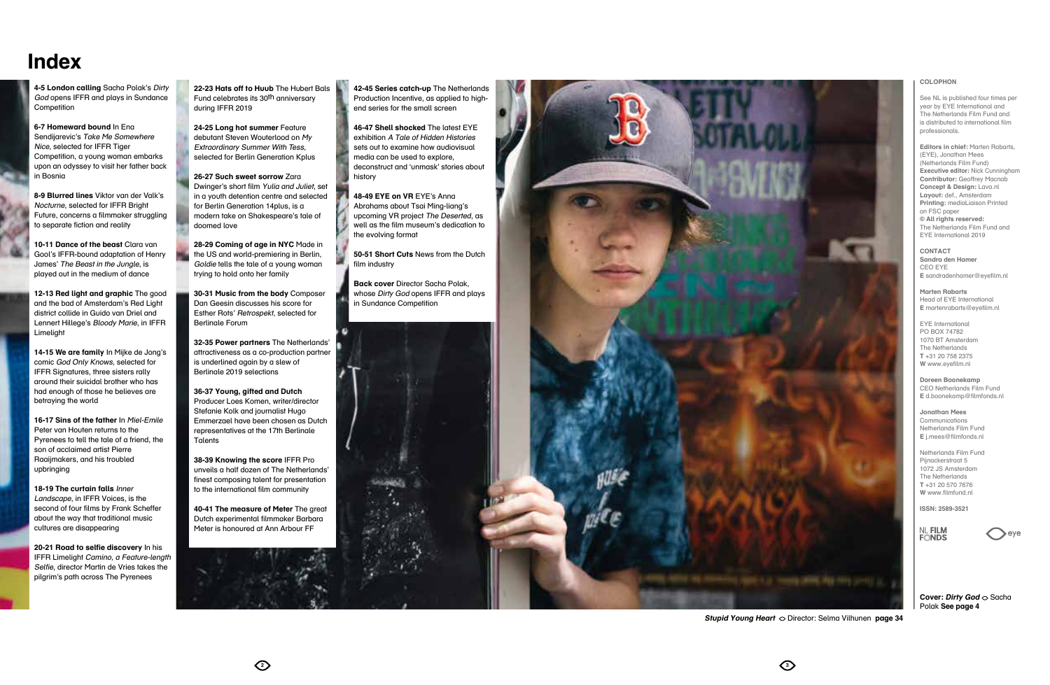# Index

**4-5 London calling** Sacha Polak's *Dirty God* opens IFFR and plays in Sundance Competition

**6-7 Homeward bound** In Ena Sendijarevic's *Take Me Somewhere Nice*, selected for IFFR Tiger Competition, a young woman embarks upon an odyssey to visit her father back in Bosnia

**8-9 Blurred lines** Viktor van der Valk's *Nocturne*, selected for IFFR Bright Future, concerns a filmmaker struggling to separate fiction and reality

**10-11 Dance of the beast** Clara van Gool's IFFR-bound adaptation of Henry James' *The Beast in the Jungle*, is played out in the medium of dance

**12-13 Red light and graphic** The good and the bad of Amsterdam's Red Light district collide in Guido van Driel and Lennert Hillege's *Bloody Marie*, in IFFR Limelight

**14-15 We are family** In Mijke de Jong's comic *God Only Knows*, selected for IFFR Signatures, three sisters rally around their suicidal brother who has had enough of those he believes are betraying the world

**16-17 Sins of the father** In *Miel-Emile* Peter van Houten returns to the Pyrenees to tell the tale of a friend, the son of acclaimed artist Pierre Raaijmakers, and his troubled upbringing

**18-19 The curtain falls** *Inner Landscape*, in IFFR Voices, is the second of four films by Frank Scheffer about the way that traditional music cultures are disappearing

**20-21 Road to selfie discovery** In his IFFR Limelight *Camino, a Feature-length Selfie*, director Martin de Vries takes the pilgrim's path across The Pyrenees

**22-23 Hats off to Huub** The Hubert Bals Fund celebrates its 30th anniversary during IFFR 2019

**24-25 Long hot summer** Feature debutant Steven Wouterlood on *My Extraordinary Summer With Tess*, selected for Berlin Generation Kplus

**26-27 Such sweet sorrow** Zara Dwinger's short film *Yulia and Juliet*, set in a youth detention centre and selected for Berlin Generation 14plus, is a modern take on Shakespeare's tale of doomed love

**28-29 Coming of age in NYC** Made in the US and world-premiering in Berlin, *Goldie* tells the tale of a young woman trying to hold onto her family

**30-31 Music from the body** Composer Dan Geesin discusses his score for Esther Rots' *Retrospekt*, selected for Berlinale Forum

**32-35 Power partners** The Netherlands' attractiveness as a co-production partner is underlined again by a slew of Berlinale 2019 selections

**36-37 Young, gifted and Dutch** Producer Loes Komen, writer/director Stefanie Kolk and journalist Hugo Emmerzael have been chosen as Dutch representatives at the 17th Berlinale Talents

**38-39 Knowing the score** IFFR Pro unveils a half dozen of The Netherlands' finest composing talent for presentation to the international film community

**40-41 The measure of Meter** The great Dutch experimental filmmaker Barbara Meter is honoured at Ann Arbour FF

**42-45 Series catch-up** The Netherlands Production Incentive, as applied to high-end series for the small screen

**46-47 Shell shocked** The latest EYE exhibition *A Tale of Hidden Histories* sets out to examine how audiovisual media can be used to explore, deconstruct and 'unmask' stories about history

**48-49 EYE on VR** EYE's Anna Abrahams about Tsai Ming-liang's upcoming VR project *The Deserted*, as well as the film museum's dedication to the evolving format

**50-51 Short Cuts** News from the Dutch film industry

**Back cover** Director Sacha Polak, whose *Dirty God* opens IFFR and plays in Sundance Competition

***Stupid Young Heart*** Director: Selma Vilhunen **page 34**

## COLOPHON

See NL is published four times per year by EYE International and The Netherlands Film Fund and is distributed to international film professionals.

**Editors in chief:** Marten Rabarts, (EYE), Jonathan Mees (Netherlands Film Fund)
**Executive editor:** Nick Cunningham
**Contributor:** Geoffrey Macnab
**Concept & Design:** Lava.nl
**Layout:** def., Amsterdam
**Printing:** mediaLiaison Printed on FSC paper
**© All rights reserved:** The Netherlands Film Fund and EYE International 2019

**CONTACT**

**Sandra den Hamer**
CEO EYE
**E** sandradenhamer@eyefilm.nl

**Marten Rabarts**
Head of EYE International
**E** martenrabarts@eyefilm.nl

EYE International
PO BOX 74782
1070 BT Amsterdam
The Netherlands
**T** +31 20 758 2375
**W** www.eyefilm.nl

**Doreen Boonekamp**
CEO Netherlands Film Fund
**E** d.boonekamp@filmfonds.nl

**Jonathan Mees**
Communications
Netherlands Film Fund
**E** j.mees@filmfonds.nl

Netherlands Film Fund
Pijnackerstraat 5
1072 JS Amsterdam
The Netherlands
**T** +31 20 570 7676
**W** www.filmfund.nl

**ISSN: 2589-3521**

NL FILM FONDS

eye

**Cover: *Dirty God*** Sacha Polak **See page 4**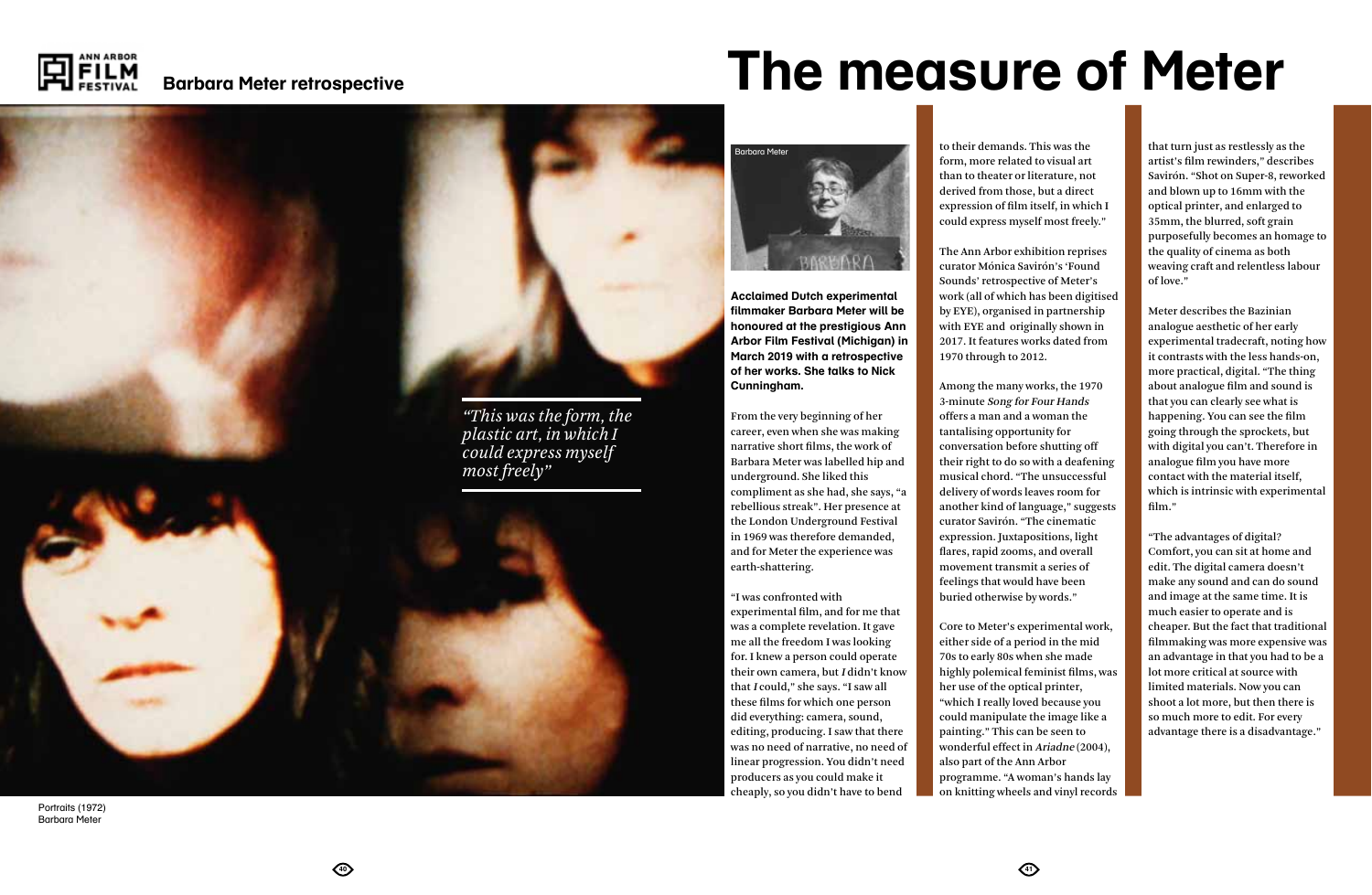**Barbara Meter retrospective**

# The measure of Meter

*"This was the form, the plastic art, in which I could express myself most freely"*

Portraits (1972)
Barbara Meter

Barbara Meter

**Acclaimed Dutch experimental filmmaker Barbara Meter will be honoured at the prestigious Ann Arbor Film Festival (Michigan) in March 2019 with a retrospective of her works. She talks to Nick Cunningham.**

From the very beginning of her career, even when she was making narrative short films, the work of Barbara Meter was labelled hip and underground. She liked this compliment as she had, she says, "a rebellious streak". Her presence at the London Underground Festival in 1969 was therefore demanded, and for Meter the experience was earth-shattering.

"I was confronted with experimental film, and for me that was a complete revelation. It gave me all the freedom I was looking for. I knew a person could operate their own camera, but *I* didn't know that *I* could," she says. "I saw all these films for which one person did everything: camera, sound, editing, producing. I saw that there was no need of narrative, no need of linear progression. You didn't need producers as you could make it cheaply, so you didn't have to bend to their demands. This was the form, more related to visual art than to theater or literature, not derived from those, but a direct expression of film itself, in which I could express myself most freely."

The Ann Arbor exhibition reprises curator Mónica Savirón's 'Found Sounds' retrospective of Meter's work (all of which has been digitised by EYE), organised in partnership with EYE and originally shown in 2017. It features works dated from 1970 through to 2012.

Among the many works, the 1970 3-minute *Song for Four Hands* offers a man and a woman the tantalising opportunity for conversation before shutting off their right to do so with a deafening musical chord. "The unsuccessful delivery of words leaves room for another kind of language," suggests curator Savirón. "The cinematic expression. Juxtapositions, light flares, rapid zooms, and overall movement transmit a series of feelings that would have been buried otherwise by words."

Core to Meter's experimental work, either side of a period in the mid 70s to early 80s when she made highly polemical feminist films, was her use of the optical printer, "which I really loved because you could manipulate the image like a painting." This can be seen to wonderful effect in *Ariadne* (2004), also part of the Ann Arbor programme. "A woman's hands lay on knitting wheels and vinyl records that turn just as restlessly as the artist's film rewinders," describes Savirón. "Shot on Super-8, reworked and blown up to 16mm with the optical printer, and enlarged to 35mm, the blurred, soft grain purposefully becomes an homage to the quality of cinema as both weaving craft and relentless labour of love."

Meter describes the Bazinian analogue aesthetic of her early experimental tradecraft, noting how it contrasts with the less hands-on, more practical, digital. "The thing about analogue film and sound is that you can clearly see what is happening. You can see the film going through the sprockets, but with digital you can't. Therefore in analogue film you have more contact with the material itself, which is intrinsic with experimental film."

"The advantages of digital? Comfort, you can sit at home and edit. The digital camera doesn't make any sound and can do sound and image at the same time. It is much easier to operate and is cheaper. But the fact that traditional filmmaking was more expensive was an advantage in that you had to be a lot more critical at source with limited materials. Now you can shoot a lot more, but then there is so much more to edit. For every advantage there is a disadvantage."